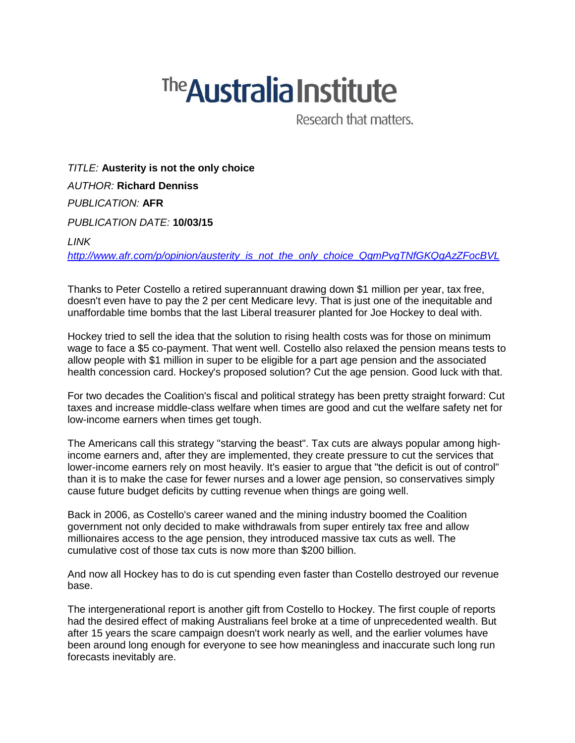# The Australia Institute

Research that matters.

*TITLE:* **Austerity is not the only choice**

*AUTHOR:* **Richard Denniss**

*PUBLICATION:* **AFR**

*PUBLICATION DATE:* **10/03/15**

*LINK*

*http://www.afr.com/p/opinion/austerity_is_not_the_only_choice_QgmPvgTNfGKQgAzZFocBVL*

Thanks to Peter Costello a retired superannuant drawing down $1 million per year, tax free, doesn't even have to pay the 2 per cent Medicare levy. That is just one of the inequitable and unaffordable time bombs that the last Liberal treasurer planted for Joe Hockey to deal with.

Hockey tried to sell the idea that the solution to rising health costs was for those on minimum wage to face a $5 co-payment. That went well. Costello also relaxed the pension means tests to allow people with $1 million in super to be eligible for a part age pension and the associated health concession card. Hockey's proposed solution? Cut the age pension. Good luck with that.

For two decades the Coalition's fiscal and political strategy has been pretty straight forward: Cut taxes and increase middle-class welfare when times are good and cut the welfare safety net for low-income earners when times get tough.

The Americans call this strategy "starving the beast". Tax cuts are always popular among high-income earners and, after they are implemented, they create pressure to cut the services that lower-income earners rely on most heavily. It's easier to argue that "the deficit is out of control" than it is to make the case for fewer nurses and a lower age pension, so conservatives simply cause future budget deficits by cutting revenue when things are going well.

Back in 2006, as Costello's career waned and the mining industry boomed the Coalition government not only decided to make withdrawals from super entirely tax free and allow millionaires access to the age pension, they introduced massive tax cuts as well. The cumulative cost of those tax cuts is now more than $200 billion.

And now all Hockey has to do is cut spending even faster than Costello destroyed our revenue base.

The intergenerational report is another gift from Costello to Hockey. The first couple of reports had the desired effect of making Australians feel broke at a time of unprecedented wealth. But after 15 years the scare campaign doesn't work nearly as well, and the earlier volumes have been around long enough for everyone to see how meaningless and inaccurate such long run forecasts inevitably are.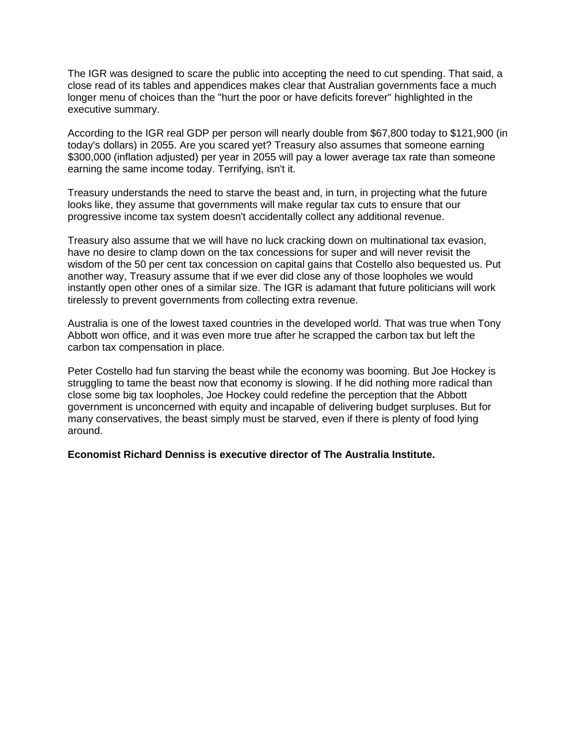The IGR was designed to scare the public into accepting the need to cut spending. That said, a close read of its tables and appendices makes clear that Australian governments face a much longer menu of choices than the "hurt the poor or have deficits forever" highlighted in the executive summary.

According to the IGR real GDP per person will nearly double from $67,800 today to $121,900 (in today's dollars) in 2055. Are you scared yet? Treasury also assumes that someone earning $300,000 (inflation adjusted) per year in 2055 will pay a lower average tax rate than someone earning the same income today. Terrifying, isn't it.

Treasury understands the need to starve the beast and, in turn, in projecting what the future looks like, they assume that governments will make regular tax cuts to ensure that our progressive income tax system doesn't accidentally collect any additional revenue.

Treasury also assume that we will have no luck cracking down on multinational tax evasion, have no desire to clamp down on the tax concessions for super and will never revisit the wisdom of the 50 per cent tax concession on capital gains that Costello also bequested us. Put another way, Treasury assume that if we ever did close any of those loopholes we would instantly open other ones of a similar size. The IGR is adamant that future politicians will work tirelessly to prevent governments from collecting extra revenue.

Australia is one of the lowest taxed countries in the developed world. That was true when Tony Abbott won office, and it was even more true after he scrapped the carbon tax but left the carbon tax compensation in place.

Peter Costello had fun starving the beast while the economy was booming. But Joe Hockey is struggling to tame the beast now that economy is slowing. If he did nothing more radical than close some big tax loopholes, Joe Hockey could redefine the perception that the Abbott government is unconcerned with equity and incapable of delivering budget surpluses. But for many conservatives, the beast simply must be starved, even if there is plenty of food lying around.

**Economist Richard Denniss is executive director of The Australia Institute.**